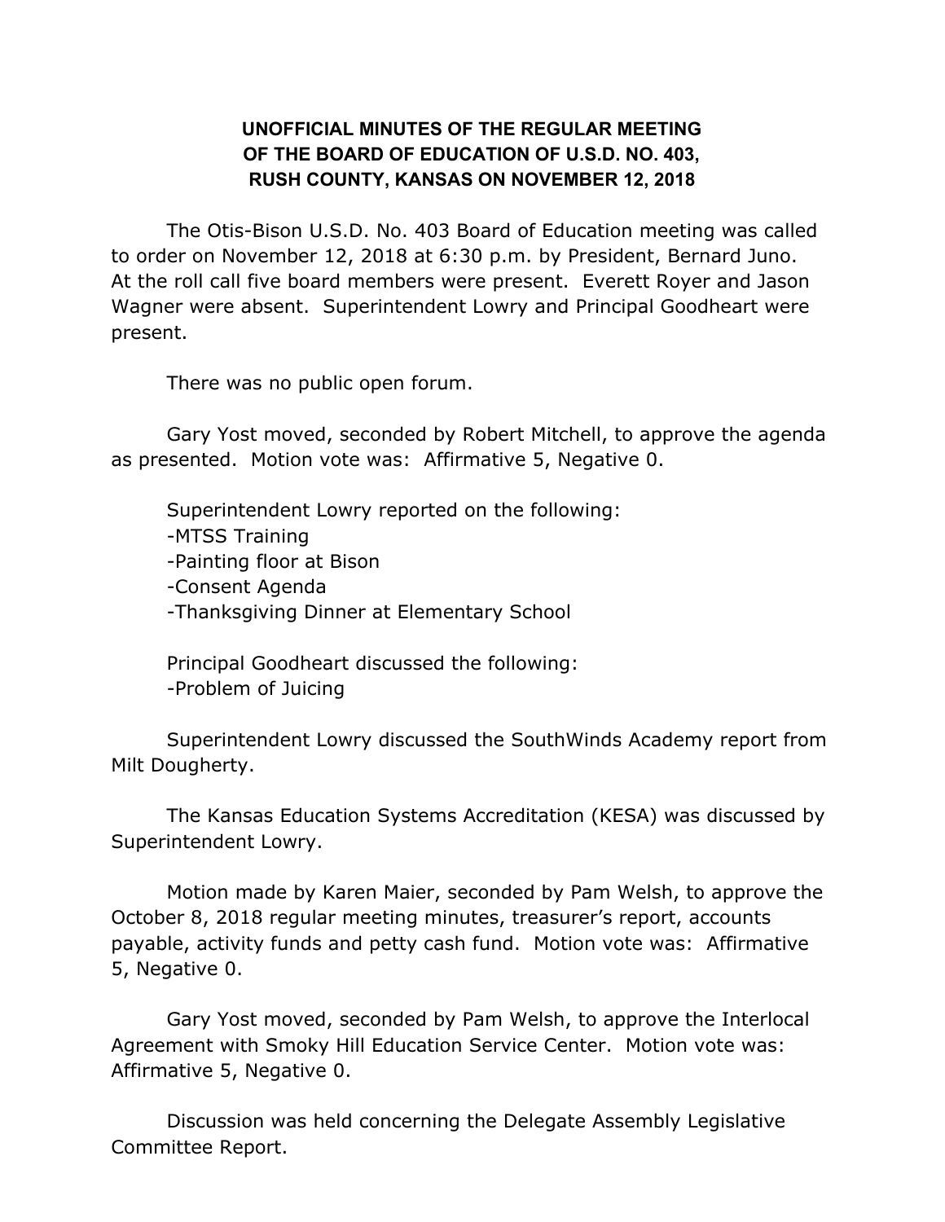# UNOFFICIAL MINUTES OF THE REGULAR MEETING OF THE BOARD OF EDUCATION OF U.S.D. NO. 403, RUSH COUNTY, KANSAS ON NOVEMBER 12, 2018

The Otis-Bison U.S.D. No. 403 Board of Education meeting was called to order on November 12, 2018 at 6:30 p.m. by President, Bernard Juno. At the roll call five board members were present. Everett Royer and Jason Wagner were absent. Superintendent Lowry and Principal Goodheart were present.

There was no public open forum.

Gary Yost moved, seconded by Robert Mitchell, to approve the agenda as presented. Motion vote was: Affirmative 5, Negative 0.

Superintendent Lowry reported on the following:
-MTSS Training
-Painting floor at Bison
-Consent Agenda
-Thanksgiving Dinner at Elementary School

Principal Goodheart discussed the following:
-Problem of Juicing

Superintendent Lowry discussed the SouthWinds Academy report from Milt Dougherty.

The Kansas Education Systems Accreditation (KESA) was discussed by Superintendent Lowry.

Motion made by Karen Maier, seconded by Pam Welsh, to approve the October 8, 2018 regular meeting minutes, treasurer's report, accounts payable, activity funds and petty cash fund. Motion vote was: Affirmative 5, Negative 0.

Gary Yost moved, seconded by Pam Welsh, to approve the Interlocal Agreement with Smoky Hill Education Service Center. Motion vote was: Affirmative 5, Negative 0.

Discussion was held concerning the Delegate Assembly Legislative Committee Report.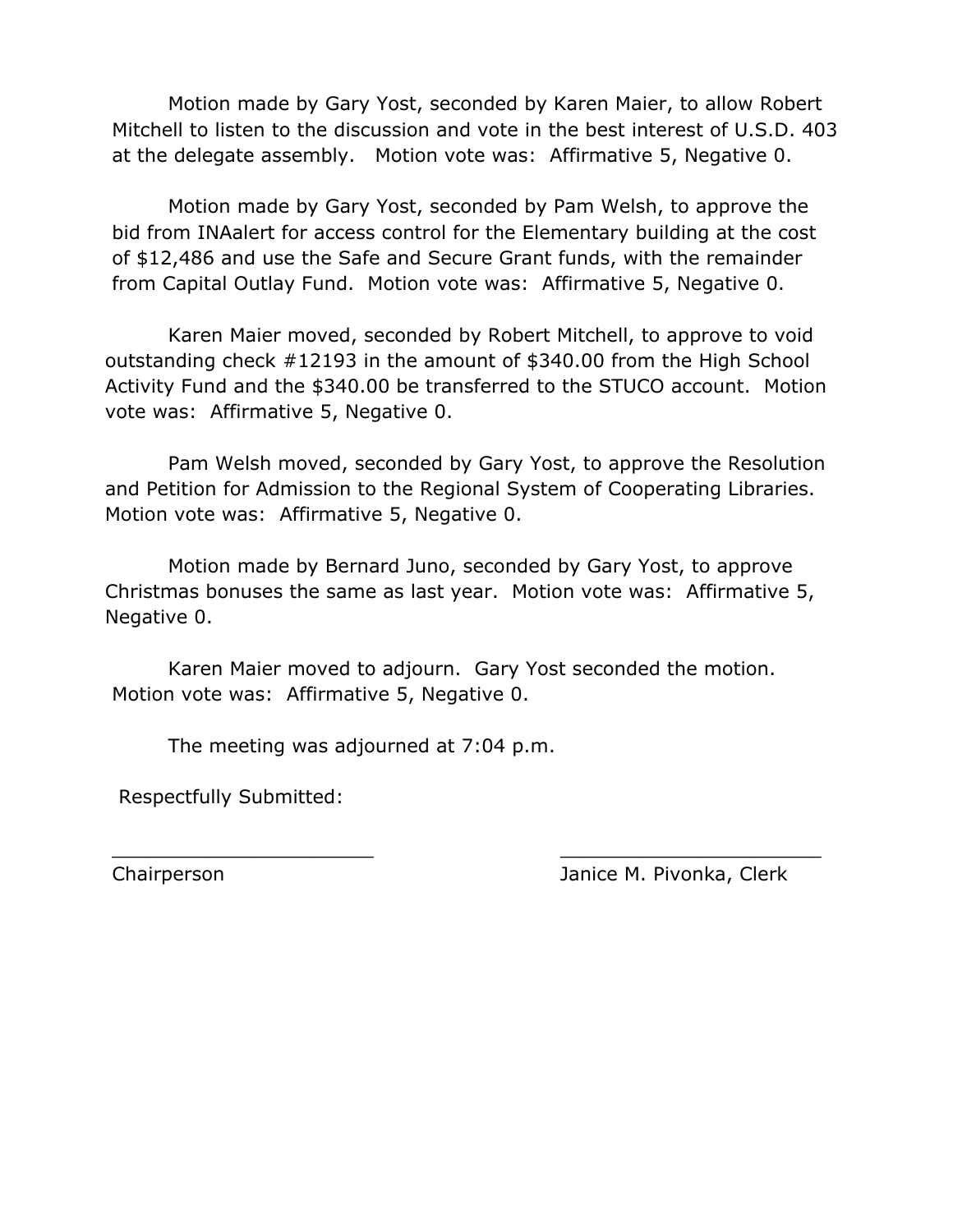Motion made by Gary Yost, seconded by Karen Maier, to allow Robert Mitchell to listen to the discussion and vote in the best interest of U.S.D. 403 at the delegate assembly. Motion vote was: Affirmative 5, Negative 0.

Motion made by Gary Yost, seconded by Pam Welsh, to approve the bid from INAalert for access control for the Elementary building at the cost of $12,486 and use the Safe and Secure Grant funds, with the remainder from Capital Outlay Fund. Motion vote was: Affirmative 5, Negative 0.

Karen Maier moved, seconded by Robert Mitchell, to approve to void outstanding check #12193 in the amount of $340.00 from the High School Activity Fund and the $340.00 be transferred to the STUCO account. Motion vote was: Affirmative 5, Negative 0.

Pam Welsh moved, seconded by Gary Yost, to approve the Resolution and Petition for Admission to the Regional System of Cooperating Libraries. Motion vote was: Affirmative 5, Negative 0.

Motion made by Bernard Juno, seconded by Gary Yost, to approve Christmas bonuses the same as last year. Motion vote was: Affirmative 5, Negative 0.

Karen Maier moved to adjourn. Gary Yost seconded the motion. Motion vote was: Affirmative 5, Negative 0.

The meeting was adjourned at 7:04 p.m.

Respectfully Submitted:

______________________ ______________________

Chairperson Janice M. Pivonka, Clerk